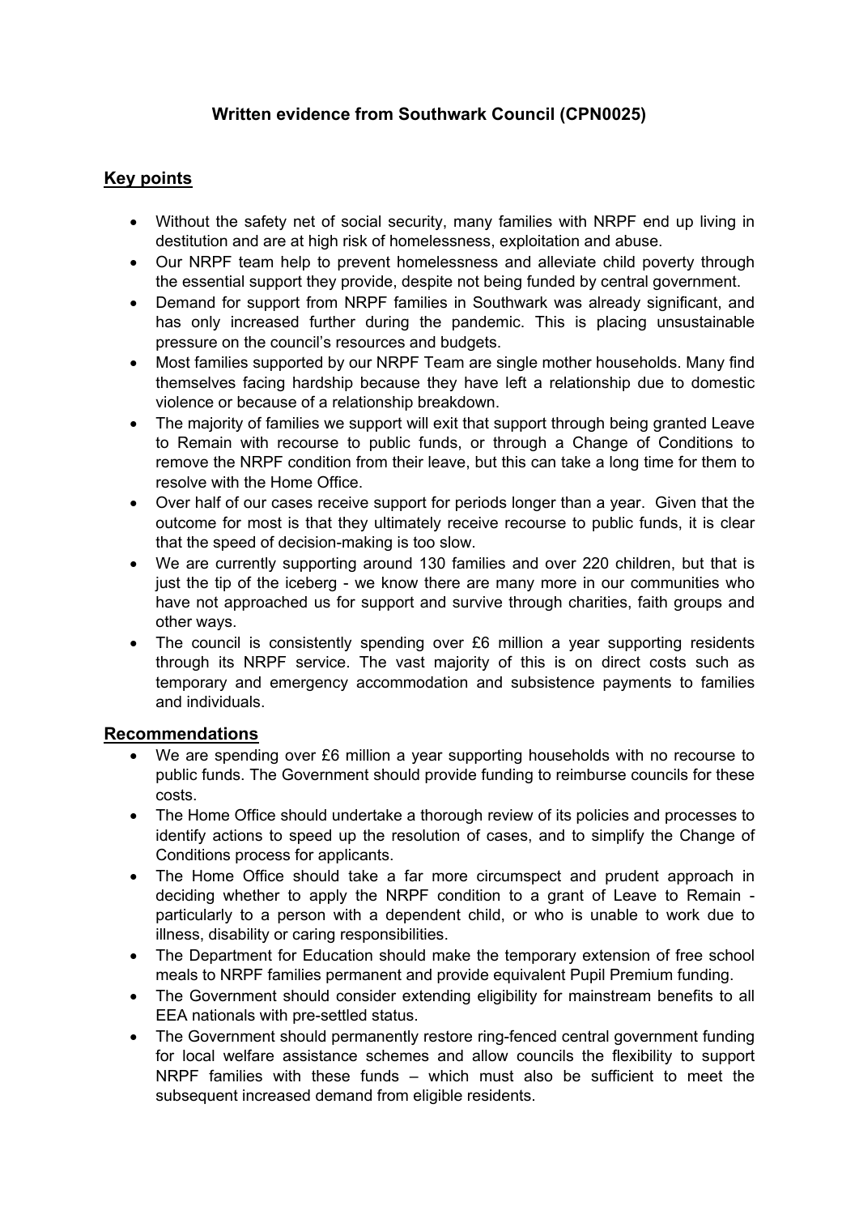# Written evidence from Southwark Council (CPN0025)

## Key points

- Without the safety net of social security, many families with NRPF end up living in destitution and are at high risk of homelessness, exploitation and abuse.
- Our NRPF team help to prevent homelessness and alleviate child poverty through the essential support they provide, despite not being funded by central government.
- Demand for support from NRPF families in Southwark was already significant, and has only increased further during the pandemic. This is placing unsustainable pressure on the council's resources and budgets.
- Most families supported by our NRPF Team are single mother households. Many find themselves facing hardship because they have left a relationship due to domestic violence or because of a relationship breakdown.
- The majority of families we support will exit that support through being granted Leave to Remain with recourse to public funds, or through a Change of Conditions to remove the NRPF condition from their leave, but this can take a long time for them to resolve with the Home Office.
- Over half of our cases receive support for periods longer than a year. Given that the outcome for most is that they ultimately receive recourse to public funds, it is clear that the speed of decision-making is too slow.
- We are currently supporting around 130 families and over 220 children, but that is just the tip of the iceberg - we know there are many more in our communities who have not approached us for support and survive through charities, faith groups and other ways.
- The council is consistently spending over £6 million a year supporting residents through its NRPF service. The vast majority of this is on direct costs such as temporary and emergency accommodation and subsistence payments to families and individuals.

## Recommendations

- We are spending over £6 million a year supporting households with no recourse to public funds. The Government should provide funding to reimburse councils for these costs.
- The Home Office should undertake a thorough review of its policies and processes to identify actions to speed up the resolution of cases, and to simplify the Change of Conditions process for applicants.
- The Home Office should take a far more circumspect and prudent approach in deciding whether to apply the NRPF condition to a grant of Leave to Remain - particularly to a person with a dependent child, or who is unable to work due to illness, disability or caring responsibilities.
- The Department for Education should make the temporary extension of free school meals to NRPF families permanent and provide equivalent Pupil Premium funding.
- The Government should consider extending eligibility for mainstream benefits to all EEA nationals with pre-settled status.
- The Government should permanently restore ring-fenced central government funding for local welfare assistance schemes and allow councils the flexibility to support NRPF families with these funds – which must also be sufficient to meet the subsequent increased demand from eligible residents.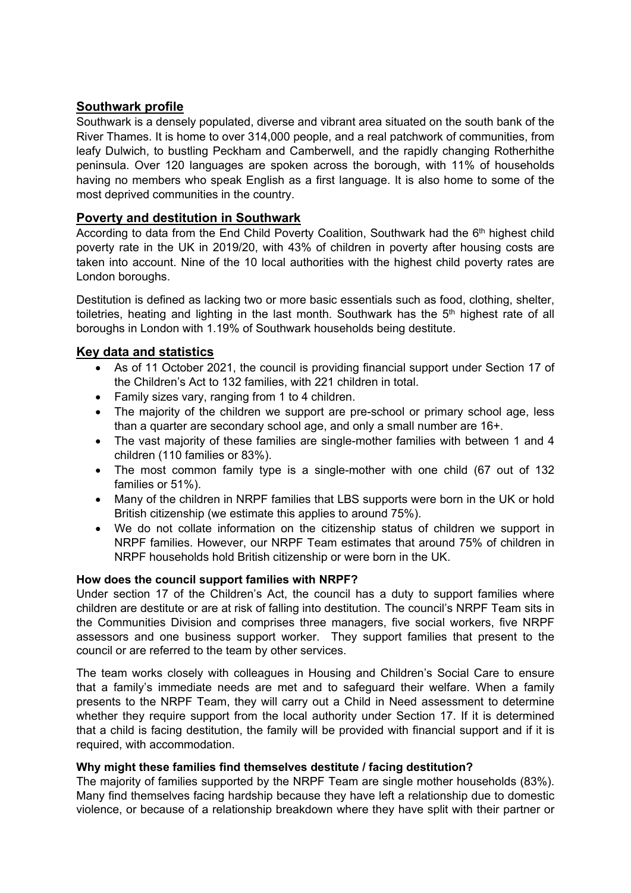## Southwark profile

Southwark is a densely populated, diverse and vibrant area situated on the south bank of the River Thames. It is home to over 314,000 people, and a real patchwork of communities, from leafy Dulwich, to bustling Peckham and Camberwell, and the rapidly changing Rotherhithe peninsula. Over 120 languages are spoken across the borough, with 11% of households having no members who speak English as a first language. It is also home to some of the most deprived communities in the country.

## Poverty and destitution in Southwark

According to data from the End Child Poverty Coalition, Southwark had the 6th highest child poverty rate in the UK in 2019/20, with 43% of children in poverty after housing costs are taken into account. Nine of the 10 local authorities with the highest child poverty rates are London boroughs.

Destitution is defined as lacking two or more basic essentials such as food, clothing, shelter, toiletries, heating and lighting in the last month. Southwark has the 5th highest rate of all boroughs in London with 1.19% of Southwark households being destitute.

## Key data and statistics

- As of 11 October 2021, the council is providing financial support under Section 17 of the Children's Act to 132 families, with 221 children in total.
- Family sizes vary, ranging from 1 to 4 children.
- The majority of the children we support are pre-school or primary school age, less than a quarter are secondary school age, and only a small number are 16+.
- The vast majority of these families are single-mother families with between 1 and 4 children (110 families or 83%).
- The most common family type is a single-mother with one child (67 out of 132 families or 51%).
- Many of the children in NRPF families that LBS supports were born in the UK or hold British citizenship (we estimate this applies to around 75%).
- We do not collate information on the citizenship status of children we support in NRPF families. However, our NRPF Team estimates that around 75% of children in NRPF households hold British citizenship or were born in the UK.

### How does the council support families with NRPF?

Under section 17 of the Children's Act, the council has a duty to support families where children are destitute or are at risk of falling into destitution. The council's NRPF Team sits in the Communities Division and comprises three managers, five social workers, five NRPF assessors and one business support worker. They support families that present to the council or are referred to the team by other services.

The team works closely with colleagues in Housing and Children's Social Care to ensure that a family's immediate needs are met and to safeguard their welfare. When a family presents to the NRPF Team, they will carry out a Child in Need assessment to determine whether they require support from the local authority under Section 17. If it is determined that a child is facing destitution, the family will be provided with financial support and if it is required, with accommodation.

### Why might these families find themselves destitute / facing destitution?

The majority of families supported by the NRPF Team are single mother households (83%). Many find themselves facing hardship because they have left a relationship due to domestic violence, or because of a relationship breakdown where they have split with their partner or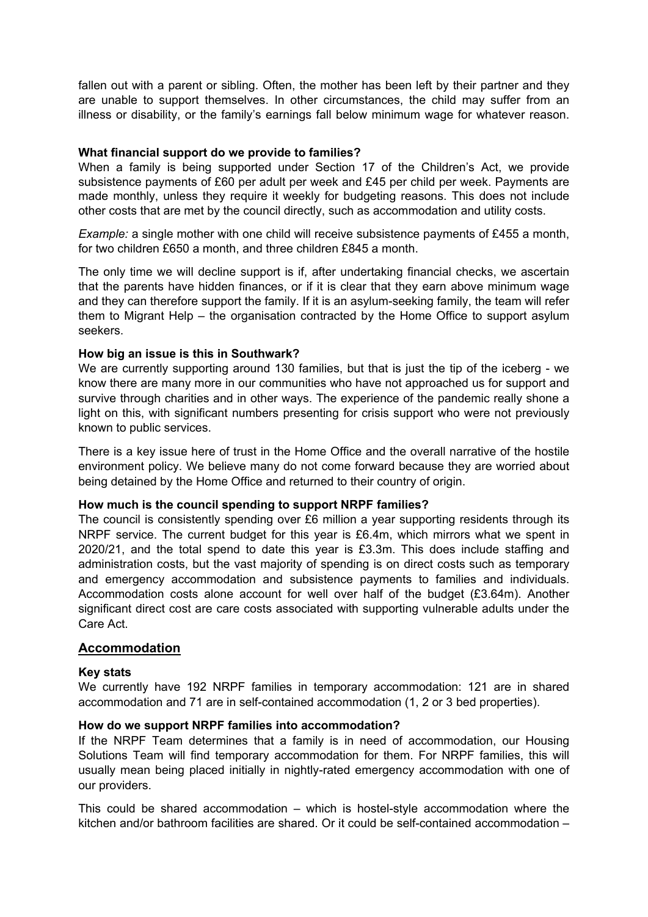fallen out with a parent or sibling. Often, the mother has been left by their partner and they are unable to support themselves. In other circumstances, the child may suffer from an illness or disability, or the family's earnings fall below minimum wage for whatever reason.

**What financial support do we provide to families?**

When a family is being supported under Section 17 of the Children's Act, we provide subsistence payments of £60 per adult per week and £45 per child per week. Payments are made monthly, unless they require it weekly for budgeting reasons. This does not include other costs that are met by the council directly, such as accommodation and utility costs.

*Example:* a single mother with one child will receive subsistence payments of £455 a month, for two children £650 a month, and three children £845 a month.

The only time we will decline support is if, after undertaking financial checks, we ascertain that the parents have hidden finances, or if it is clear that they earn above minimum wage and they can therefore support the family. If it is an asylum-seeking family, the team will refer them to Migrant Help – the organisation contracted by the Home Office to support asylum seekers.

**How big an issue is this in Southwark?**

We are currently supporting around 130 families, but that is just the tip of the iceberg - we know there are many more in our communities who have not approached us for support and survive through charities and in other ways. The experience of the pandemic really shone a light on this, with significant numbers presenting for crisis support who were not previously known to public services.

There is a key issue here of trust in the Home Office and the overall narrative of the hostile environment policy. We believe many do not come forward because they are worried about being detained by the Home Office and returned to their country of origin.

**How much is the council spending to support NRPF families?**

The council is consistently spending over £6 million a year supporting residents through its NRPF service. The current budget for this year is £6.4m, which mirrors what we spent in 2020/21, and the total spend to date this year is £3.3m. This does include staffing and administration costs, but the vast majority of spending is on direct costs such as temporary and emergency accommodation and subsistence payments to families and individuals. Accommodation costs alone account for well over half of the budget (£3.64m). Another significant direct cost are care costs associated with supporting vulnerable adults under the Care Act.

## Accommodation

**Key stats**

We currently have 192 NRPF families in temporary accommodation: 121 are in shared accommodation and 71 are in self-contained accommodation (1, 2 or 3 bed properties).

**How do we support NRPF families into accommodation?**

If the NRPF Team determines that a family is in need of accommodation, our Housing Solutions Team will find temporary accommodation for them. For NRPF families, this will usually mean being placed initially in nightly-rated emergency accommodation with one of our providers.

This could be shared accommodation – which is hostel-style accommodation where the kitchen and/or bathroom facilities are shared. Or it could be self-contained accommodation –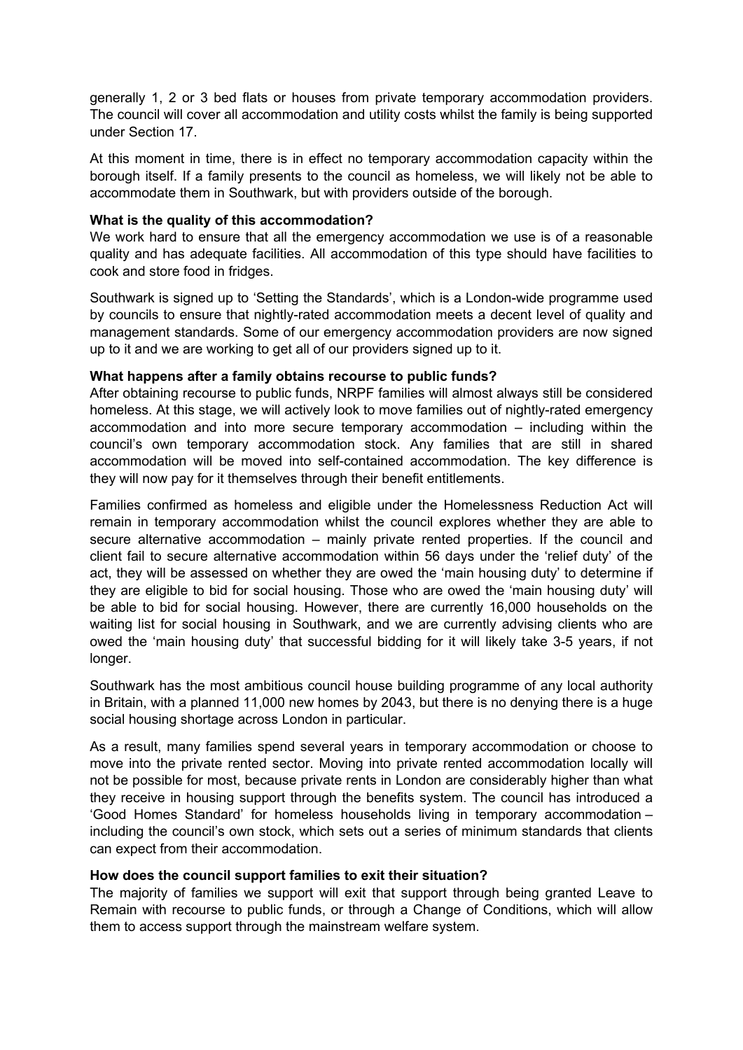generally 1, 2 or 3 bed flats or houses from private temporary accommodation providers. The council will cover all accommodation and utility costs whilst the family is being supported under Section 17.

At this moment in time, there is in effect no temporary accommodation capacity within the borough itself. If a family presents to the council as homeless, we will likely not be able to accommodate them in Southwark, but with providers outside of the borough.

**What is the quality of this accommodation?**

We work hard to ensure that all the emergency accommodation we use is of a reasonable quality and has adequate facilities. All accommodation of this type should have facilities to cook and store food in fridges.

Southwark is signed up to 'Setting the Standards', which is a London-wide programme used by councils to ensure that nightly-rated accommodation meets a decent level of quality and management standards. Some of our emergency accommodation providers are now signed up to it and we are working to get all of our providers signed up to it.

**What happens after a family obtains recourse to public funds?**

After obtaining recourse to public funds, NRPF families will almost always still be considered homeless. At this stage, we will actively look to move families out of nightly-rated emergency accommodation and into more secure temporary accommodation – including within the council's own temporary accommodation stock. Any families that are still in shared accommodation will be moved into self-contained accommodation. The key difference is they will now pay for it themselves through their benefit entitlements.

Families confirmed as homeless and eligible under the Homelessness Reduction Act will remain in temporary accommodation whilst the council explores whether they are able to secure alternative accommodation – mainly private rented properties. If the council and client fail to secure alternative accommodation within 56 days under the 'relief duty' of the act, they will be assessed on whether they are owed the 'main housing duty' to determine if they are eligible to bid for social housing. Those who are owed the 'main housing duty' will be able to bid for social housing. However, there are currently 16,000 households on the waiting list for social housing in Southwark, and we are currently advising clients who are owed the 'main housing duty' that successful bidding for it will likely take 3-5 years, if not longer.

Southwark has the most ambitious council house building programme of any local authority in Britain, with a planned 11,000 new homes by 2043, but there is no denying there is a huge social housing shortage across London in particular.

As a result, many families spend several years in temporary accommodation or choose to move into the private rented sector. Moving into private rented accommodation locally will not be possible for most, because private rents in London are considerably higher than what they receive in housing support through the benefits system. The council has introduced a 'Good Homes Standard' for homeless households living in temporary accommodation – including the council's own stock, which sets out a series of minimum standards that clients can expect from their accommodation.

**How does the council support families to exit their situation?**

The majority of families we support will exit that support through being granted Leave to Remain with recourse to public funds, or through a Change of Conditions, which will allow them to access support through the mainstream welfare system.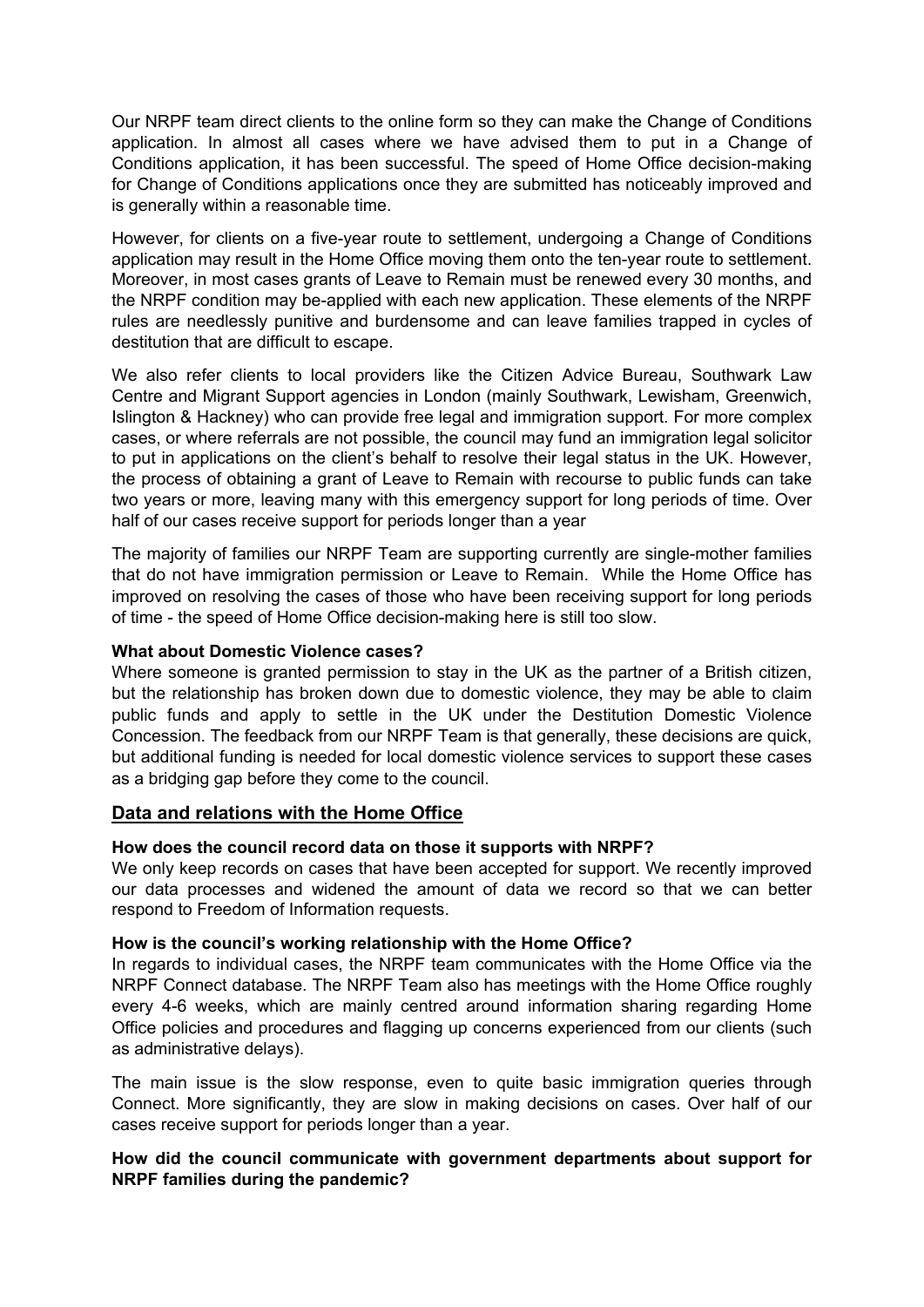Our NRPF team direct clients to the online form so they can make the Change of Conditions application. In almost all cases where we have advised them to put in a Change of Conditions application, it has been successful. The speed of Home Office decision-making for Change of Conditions applications once they are submitted has noticeably improved and is generally within a reasonable time.

However, for clients on a five-year route to settlement, undergoing a Change of Conditions application may result in the Home Office moving them onto the ten-year route to settlement. Moreover, in most cases grants of Leave to Remain must be renewed every 30 months, and the NRPF condition may be-applied with each new application. These elements of the NRPF rules are needlessly punitive and burdensome and can leave families trapped in cycles of destitution that are difficult to escape.

We also refer clients to local providers like the Citizen Advice Bureau, Southwark Law Centre and Migrant Support agencies in London (mainly Southwark, Lewisham, Greenwich, Islington & Hackney) who can provide free legal and immigration support. For more complex cases, or where referrals are not possible, the council may fund an immigration legal solicitor to put in applications on the client's behalf to resolve their legal status in the UK. However, the process of obtaining a grant of Leave to Remain with recourse to public funds can take two years or more, leaving many with this emergency support for long periods of time. Over half of our cases receive support for periods longer than a year

The majority of families our NRPF Team are supporting currently are single-mother families that do not have immigration permission or Leave to Remain. While the Home Office has improved on resolving the cases of those who have been receiving support for long periods of time - the speed of Home Office decision-making here is still too slow.

**What about Domestic Violence cases?**
Where someone is granted permission to stay in the UK as the partner of a British citizen, but the relationship has broken down due to domestic violence, they may be able to claim public funds and apply to settle in the UK under the Destitution Domestic Violence Concession. The feedback from our NRPF Team is that generally, these decisions are quick, but additional funding is needed for local domestic violence services to support these cases as a bridging gap before they come to the council.

## Data and relations with the Home Office

**How does the council record data on those it supports with NRPF?**
We only keep records on cases that have been accepted for support. We recently improved our data processes and widened the amount of data we record so that we can better respond to Freedom of Information requests.

**How is the council's working relationship with the Home Office?**
In regards to individual cases, the NRPF team communicates with the Home Office via the NRPF Connect database. The NRPF Team also has meetings with the Home Office roughly every 4-6 weeks, which are mainly centred around information sharing regarding Home Office policies and procedures and flagging up concerns experienced from our clients (such as administrative delays).

The main issue is the slow response, even to quite basic immigration queries through Connect. More significantly, they are slow in making decisions on cases. Over half of our cases receive support for periods longer than a year.

**How did the council communicate with government departments about support for NRPF families during the pandemic?**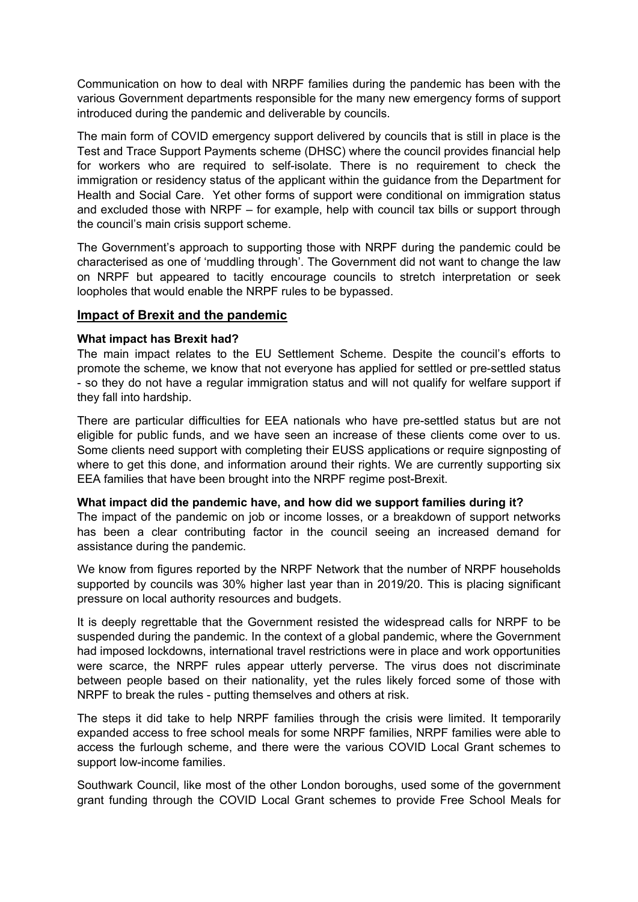Communication on how to deal with NRPF families during the pandemic has been with the various Government departments responsible for the many new emergency forms of support introduced during the pandemic and deliverable by councils.

The main form of COVID emergency support delivered by councils that is still in place is the Test and Trace Support Payments scheme (DHSC) where the council provides financial help for workers who are required to self-isolate. There is no requirement to check the immigration or residency status of the applicant within the guidance from the Department for Health and Social Care. Yet other forms of support were conditional on immigration status and excluded those with NRPF – for example, help with council tax bills or support through the council's main crisis support scheme.

The Government's approach to supporting those with NRPF during the pandemic could be characterised as one of 'muddling through'. The Government did not want to change the law on NRPF but appeared to tacitly encourage councils to stretch interpretation or seek loopholes that would enable the NRPF rules to be bypassed.

## Impact of Brexit and the pandemic

**What impact has Brexit had?**

The main impact relates to the EU Settlement Scheme. Despite the council's efforts to promote the scheme, we know that not everyone has applied for settled or pre-settled status - so they do not have a regular immigration status and will not qualify for welfare support if they fall into hardship.

There are particular difficulties for EEA nationals who have pre-settled status but are not eligible for public funds, and we have seen an increase of these clients come over to us. Some clients need support with completing their EUSS applications or require signposting of where to get this done, and information around their rights. We are currently supporting six EEA families that have been brought into the NRPF regime post-Brexit.

**What impact did the pandemic have, and how did we support families during it?**

The impact of the pandemic on job or income losses, or a breakdown of support networks has been a clear contributing factor in the council seeing an increased demand for assistance during the pandemic.

We know from figures reported by the NRPF Network that the number of NRPF households supported by councils was 30% higher last year than in 2019/20. This is placing significant pressure on local authority resources and budgets.

It is deeply regrettable that the Government resisted the widespread calls for NRPF to be suspended during the pandemic. In the context of a global pandemic, where the Government had imposed lockdowns, international travel restrictions were in place and work opportunities were scarce, the NRPF rules appear utterly perverse. The virus does not discriminate between people based on their nationality, yet the rules likely forced some of those with NRPF to break the rules - putting themselves and others at risk.

The steps it did take to help NRPF families through the crisis were limited. It temporarily expanded access to free school meals for some NRPF families, NRPF families were able to access the furlough scheme, and there were the various COVID Local Grant schemes to support low-income families.

Southwark Council, like most of the other London boroughs, used some of the government grant funding through the COVID Local Grant schemes to provide Free School Meals for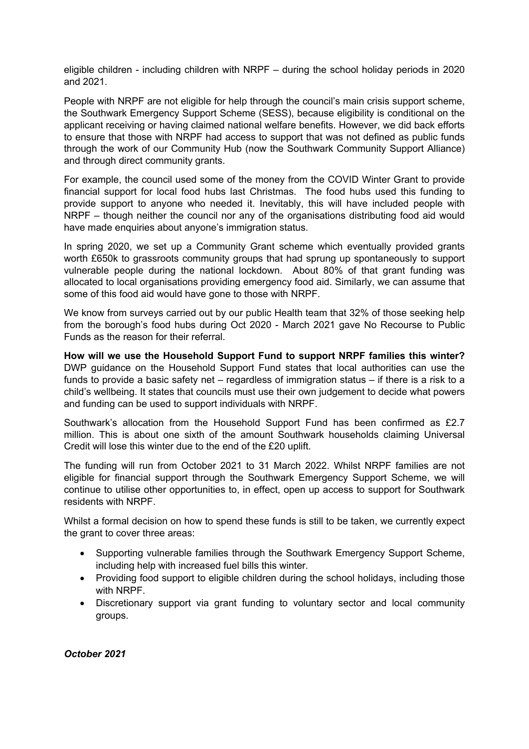eligible children - including children with NRPF – during the school holiday periods in 2020 and 2021.

People with NRPF are not eligible for help through the council's main crisis support scheme, the Southwark Emergency Support Scheme (SESS), because eligibility is conditional on the applicant receiving or having claimed national welfare benefits. However, we did back efforts to ensure that those with NRPF had access to support that was not defined as public funds through the work of our Community Hub (now the Southwark Community Support Alliance) and through direct community grants.

For example, the council used some of the money from the COVID Winter Grant to provide financial support for local food hubs last Christmas. The food hubs used this funding to provide support to anyone who needed it. Inevitably, this will have included people with NRPF – though neither the council nor any of the organisations distributing food aid would have made enquiries about anyone's immigration status.

In spring 2020, we set up a Community Grant scheme which eventually provided grants worth £650k to grassroots community groups that had sprung up spontaneously to support vulnerable people during the national lockdown. About 80% of that grant funding was allocated to local organisations providing emergency food aid. Similarly, we can assume that some of this food aid would have gone to those with NRPF.

We know from surveys carried out by our public Health team that 32% of those seeking help from the borough's food hubs during Oct 2020 - March 2021 gave No Recourse to Public Funds as the reason for their referral.

**How will we use the Household Support Fund to support NRPF families this winter?** DWP guidance on the Household Support Fund states that local authorities can use the funds to provide a basic safety net – regardless of immigration status – if there is a risk to a child's wellbeing. It states that councils must use their own judgement to decide what powers and funding can be used to support individuals with NRPF.

Southwark's allocation from the Household Support Fund has been confirmed as £2.7 million. This is about one sixth of the amount Southwark households claiming Universal Credit will lose this winter due to the end of the £20 uplift.

The funding will run from October 2021 to 31 March 2022. Whilst NRPF families are not eligible for financial support through the Southwark Emergency Support Scheme, we will continue to utilise other opportunities to, in effect, open up access to support for Southwark residents with NRPF.

Whilst a formal decision on how to spend these funds is still to be taken, we currently expect the grant to cover three areas:

- Supporting vulnerable families through the Southwark Emergency Support Scheme, including help with increased fuel bills this winter.
- Providing food support to eligible children during the school holidays, including those with NRPF.
- Discretionary support via grant funding to voluntary sector and local community groups.

***October 2021***